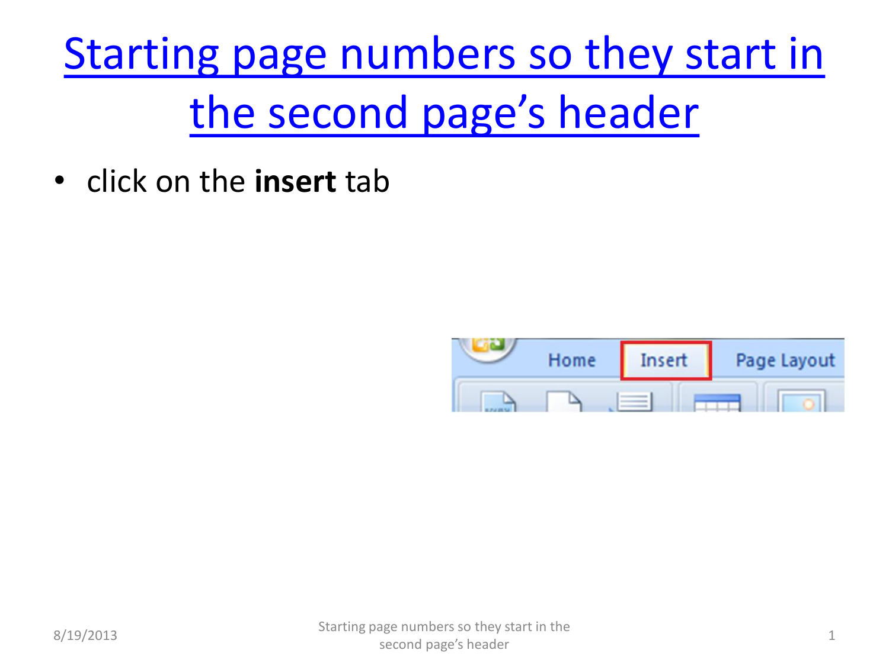# Starting page numbers so they start in the second page's header

- click on the **insert** tab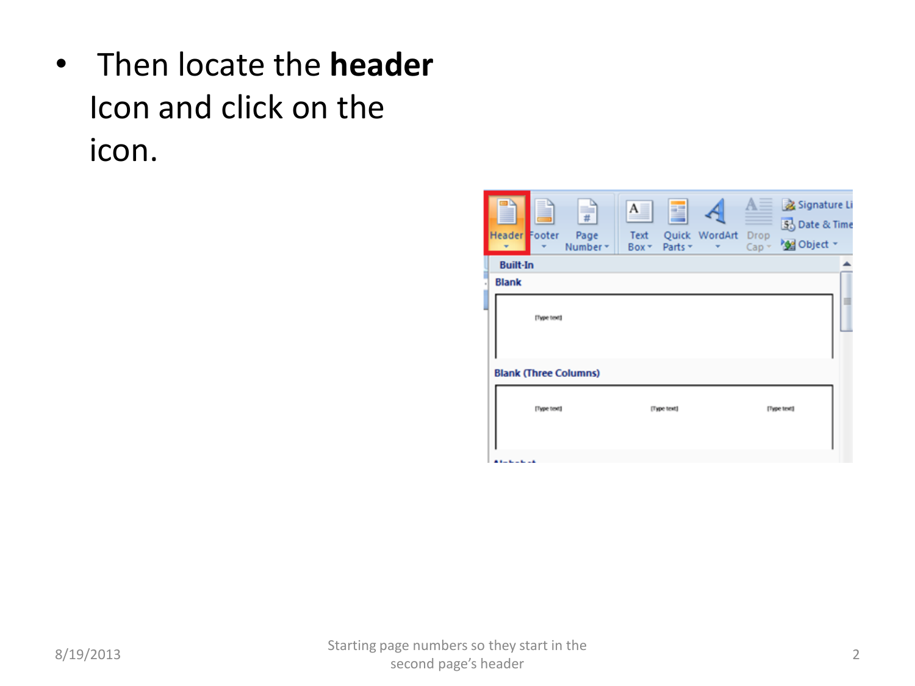- Then locate the **header** Icon and click on the icon.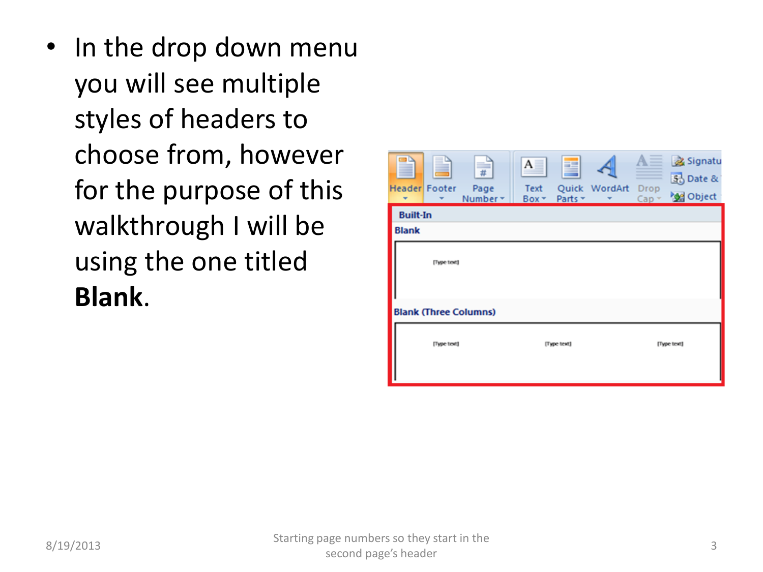- In the drop down menu you will see multiple styles of headers to choose from, however for the purpose of this walkthrough I will be using the one titled **Blank**.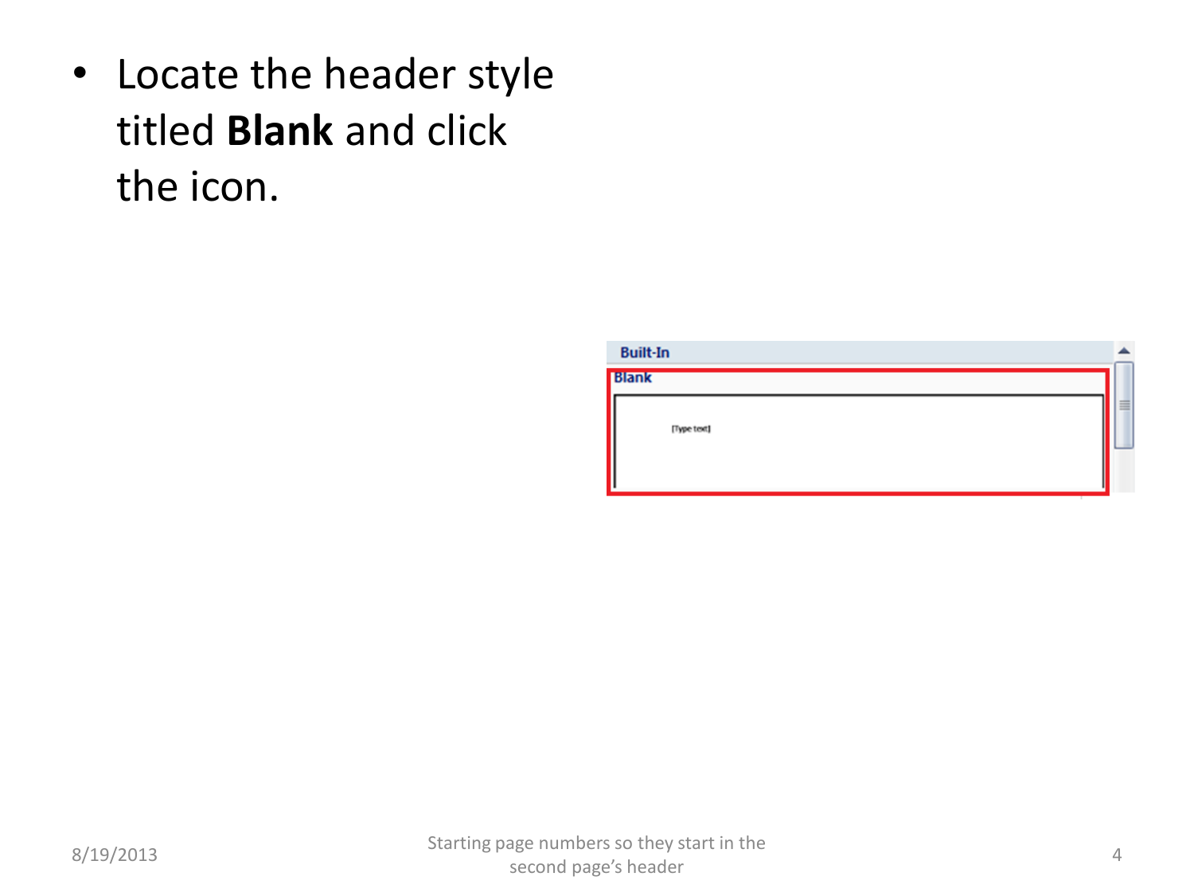- Locate the header style titled **Blank** and click the icon.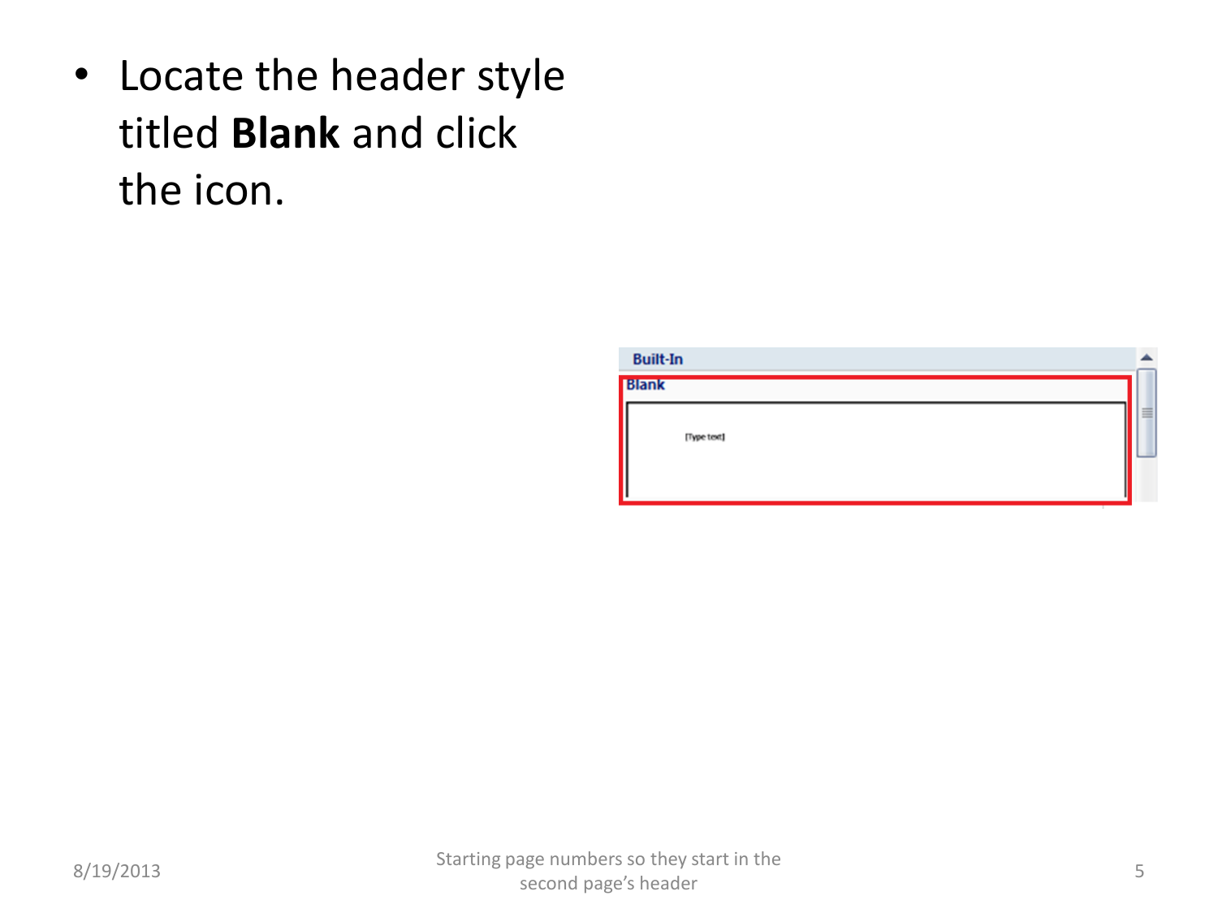- Locate the header style titled **Blank** and click the icon.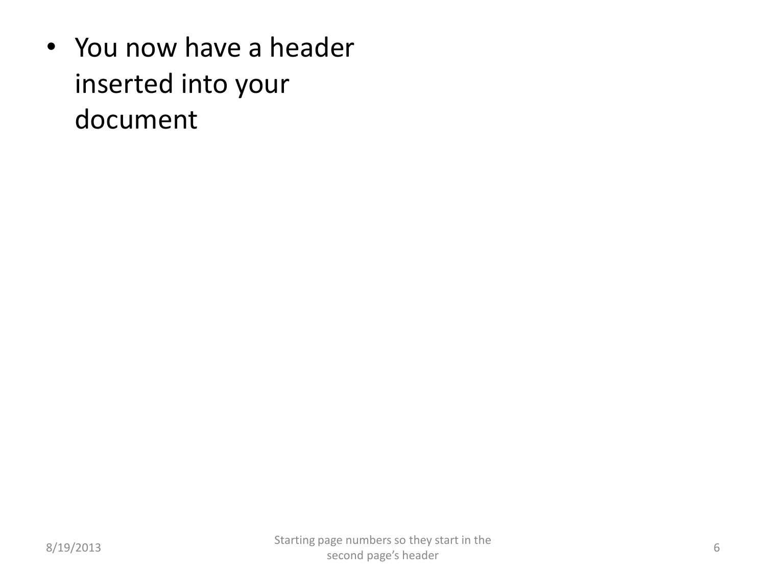- You now have a header inserted into your document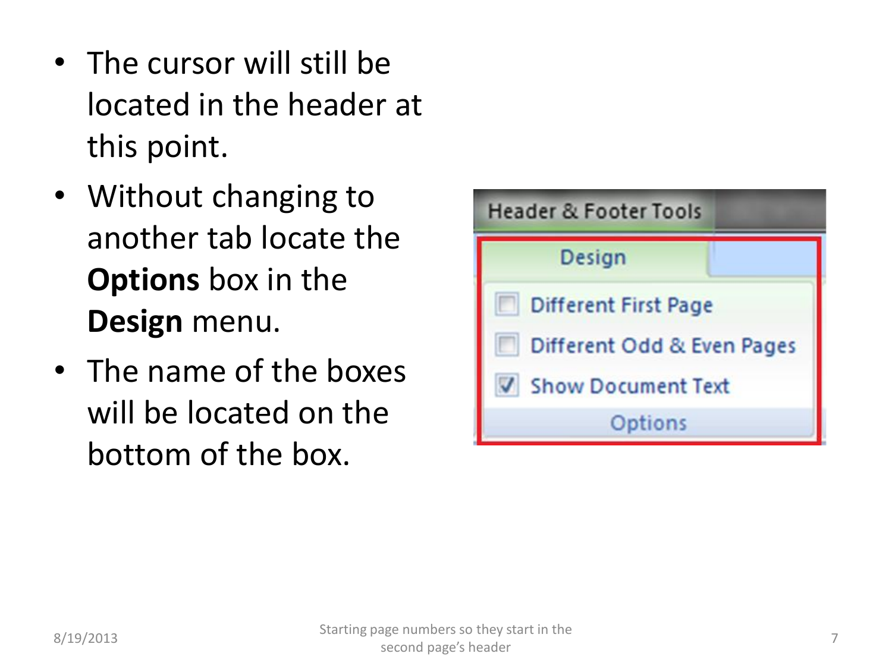- The cursor will still be located in the header at this point.
- Without changing to another tab locate the **Options** box in the **Design** menu.
- The name of the boxes will be located on the bottom of the box.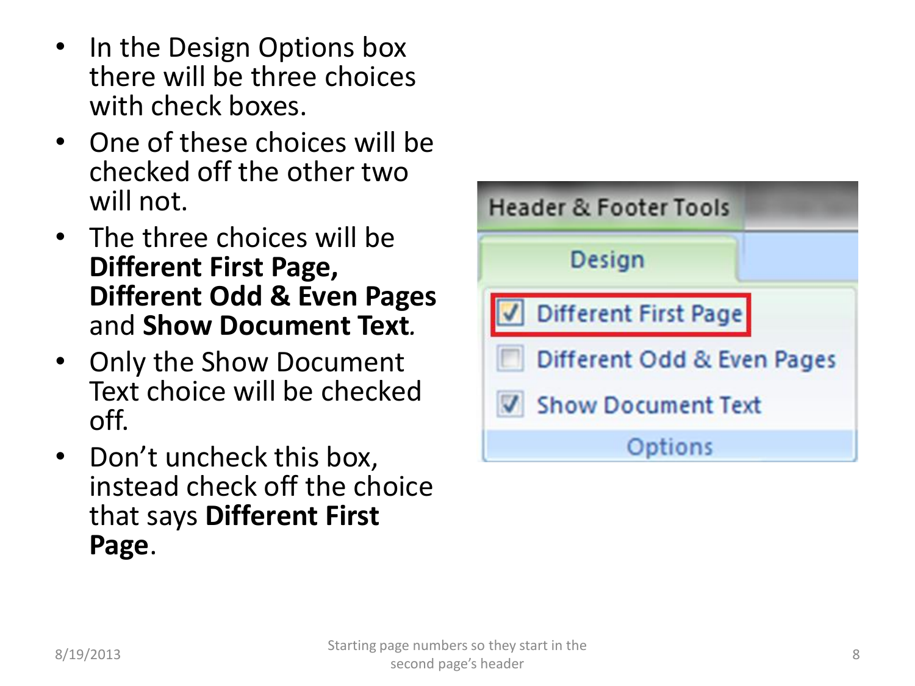- In the Design Options box there will be three choices with check boxes.
- One of these choices will be checked off the other two will not.
- The three choices will be **Different First Page, Different Odd & Even Pages** and **Show Document Text**.
- Only the Show Document Text choice will be checked off.
- Don't uncheck this box, instead check off the choice that says **Different First Page**.

Header & Footer Tools

Design

- [x] Different First Page
- [ ] Different Odd & Even Pages
- [x] Show Document Text

Options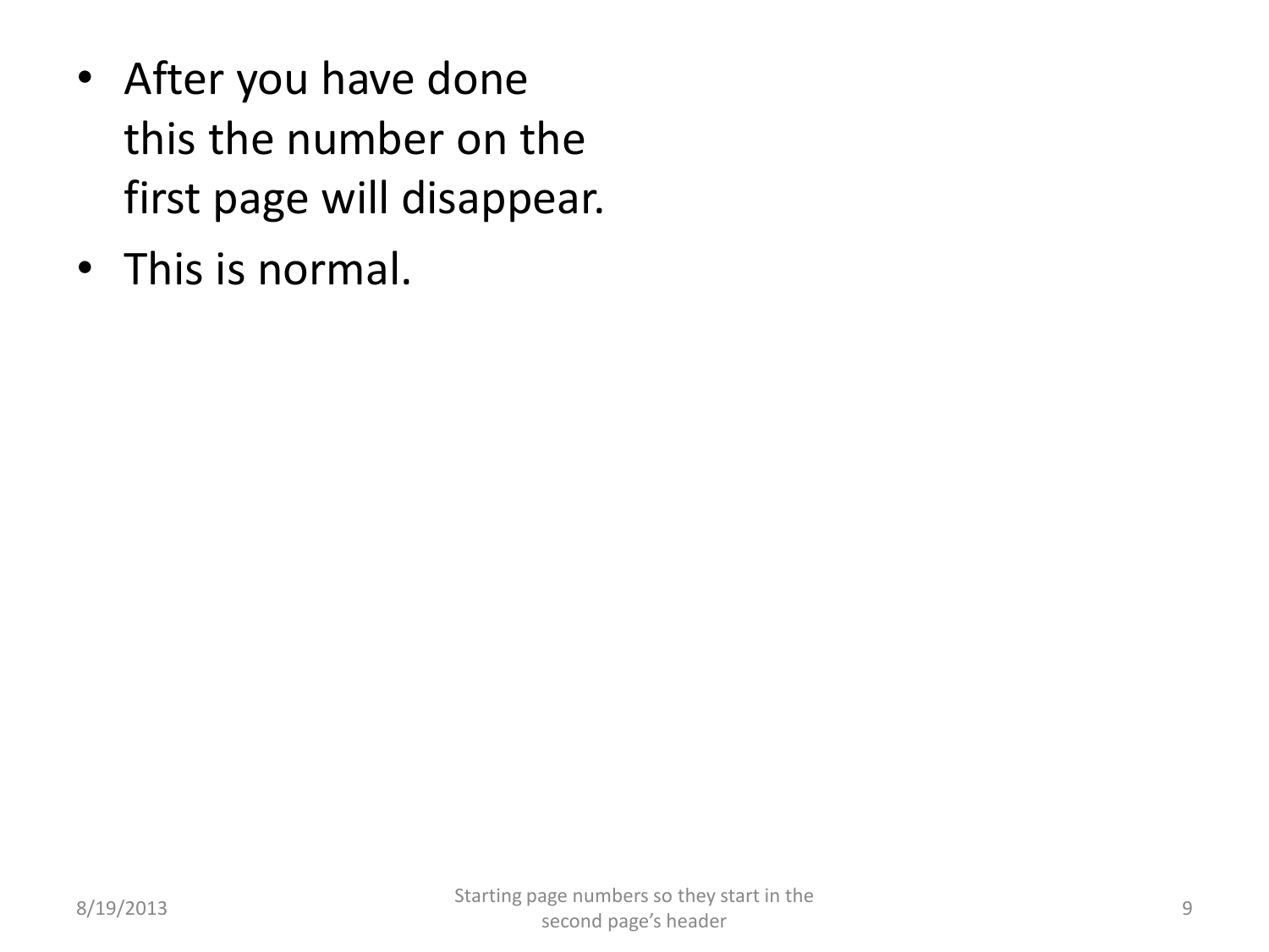- After you have done this the number on the first page will disappear.
- This is normal.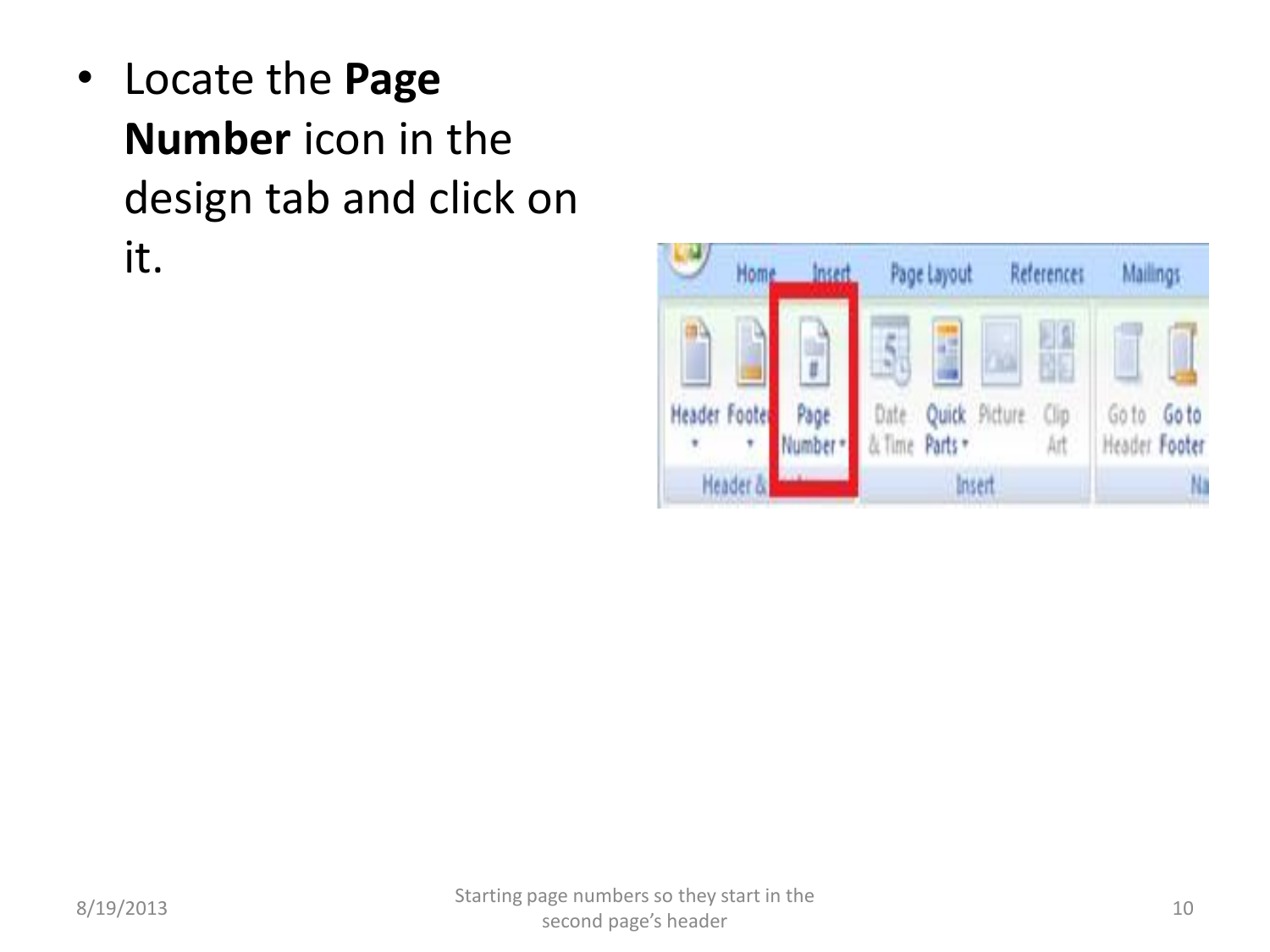- Locate the **Page Number** icon in the design tab and click on it.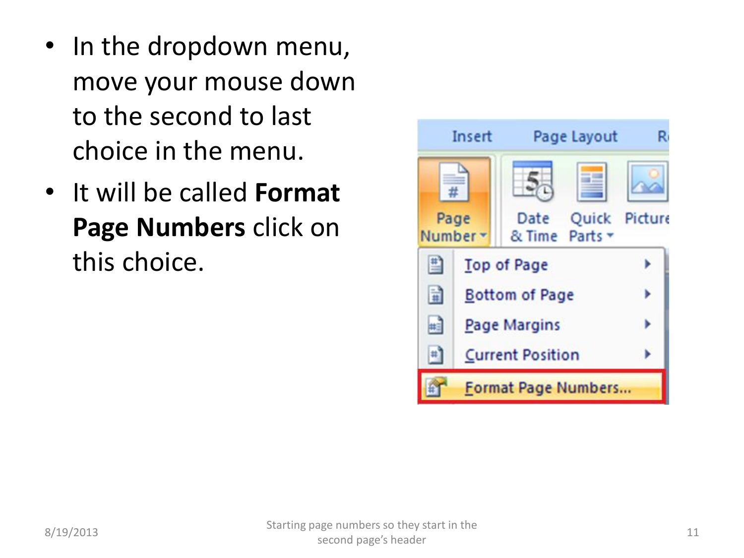- In the dropdown menu, move your mouse down to the second to last choice in the menu.
- It will be called **Format Page Numbers** click on this choice.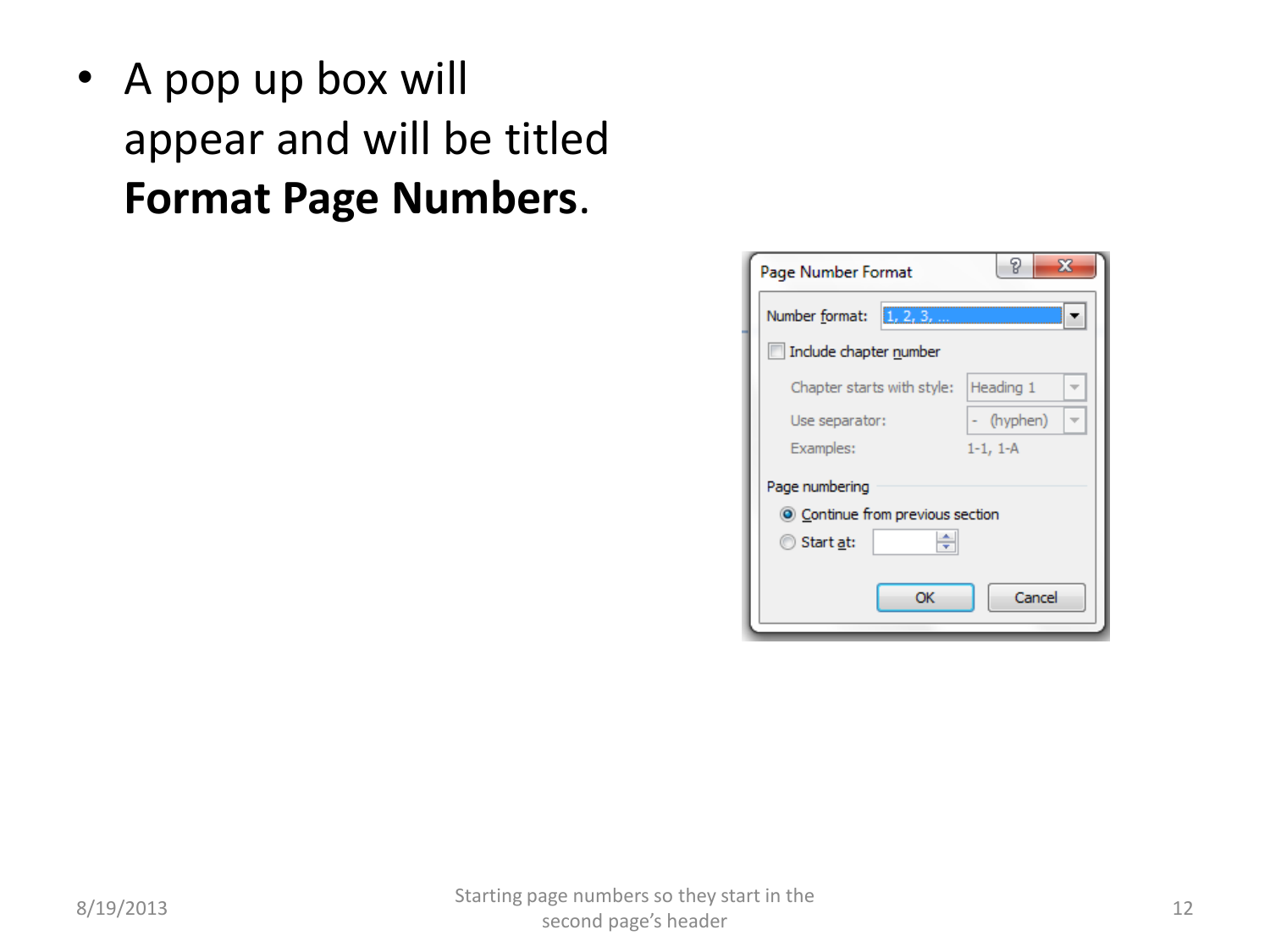- A pop up box will appear and will be titled **Format Page Numbers**.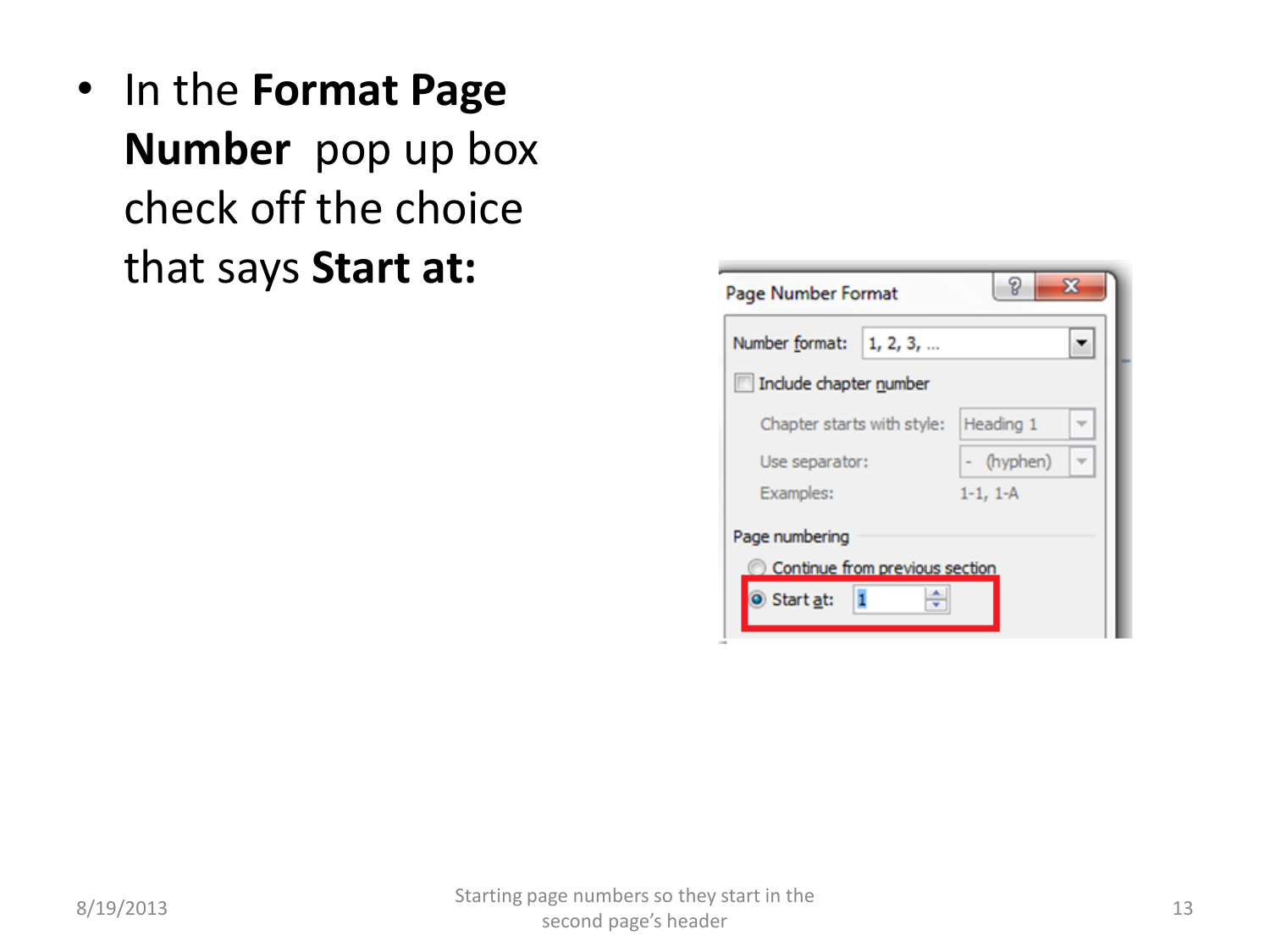- In the **Format Page Number** pop up box check off the choice that says **Start at:**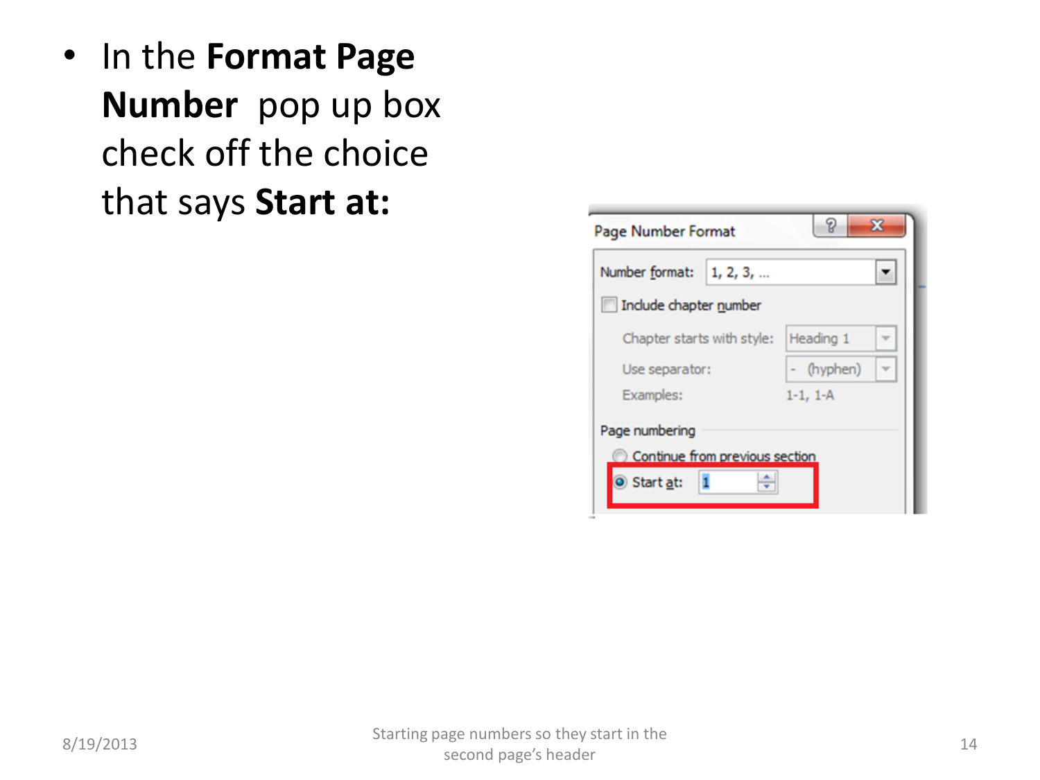- In the **Format Page Number** pop up box check off the choice that says **Start at:**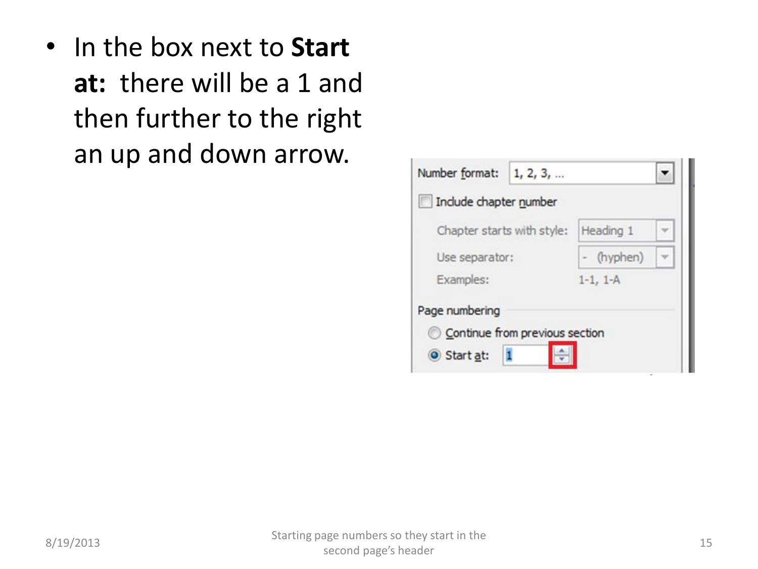- In the box next to **Start at:** there will be a 1 and then further to the right an up and down arrow.

Number format: 1, 2, 3, ...

Include chapter number

Chapter starts with style: Heading 1

Use separator: - (hyphen)

Examples: 1-1, 1-A

Page numbering

Continue from previous section

Start at: 1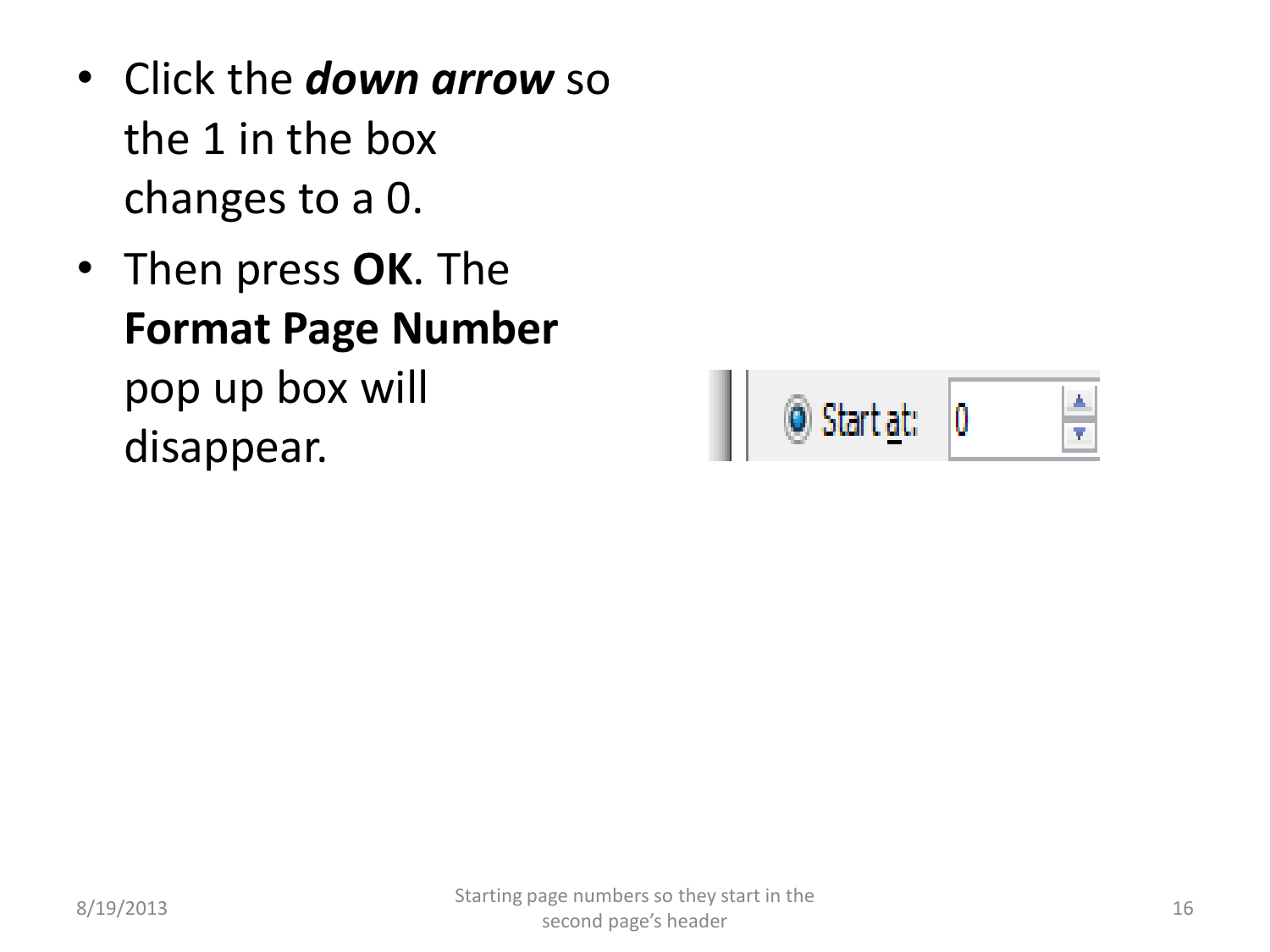- Click the ***down arrow*** so the 1 in the box changes to a 0.
- Then press **OK**. The **Format Page Number** pop up box will disappear.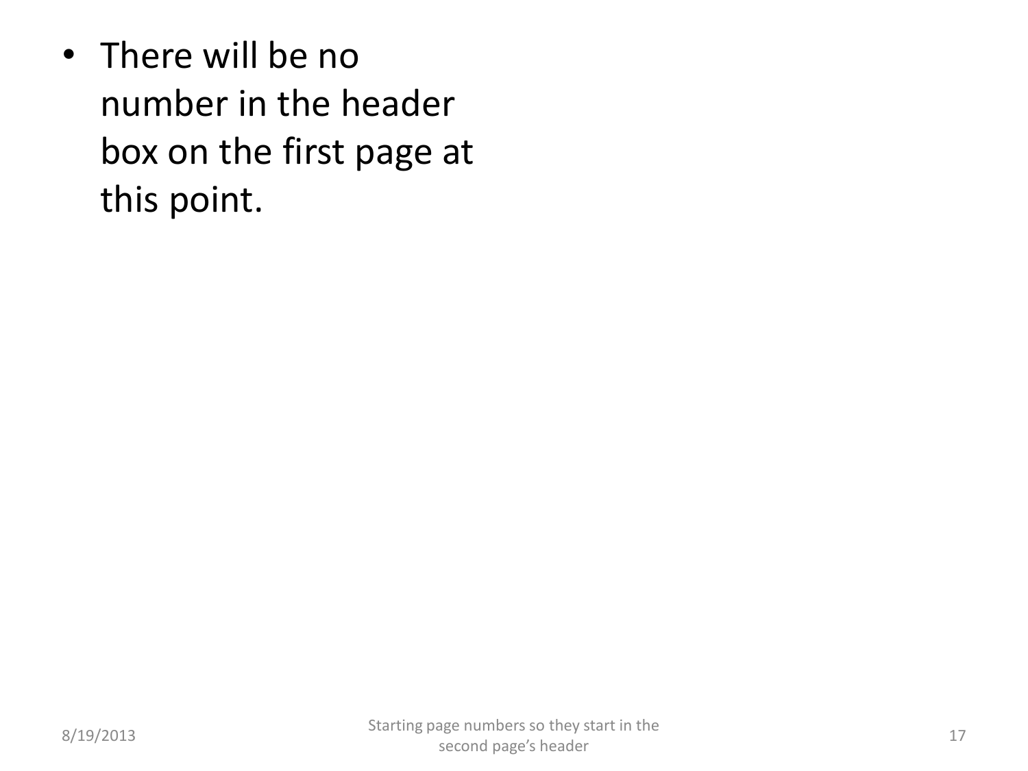- There will be no number in the header box on the first page at this point.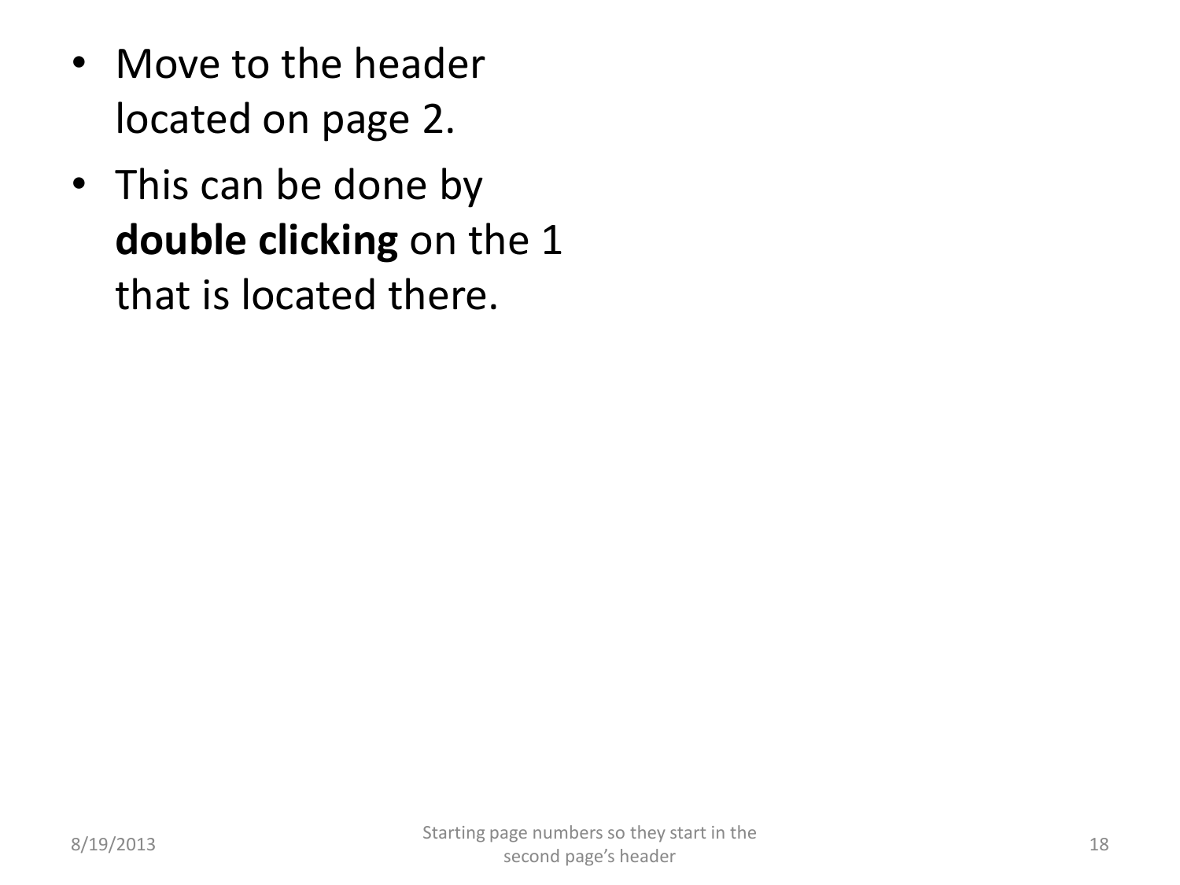- Move to the header located on page 2.
- This can be done by **double clicking** on the 1 that is located there.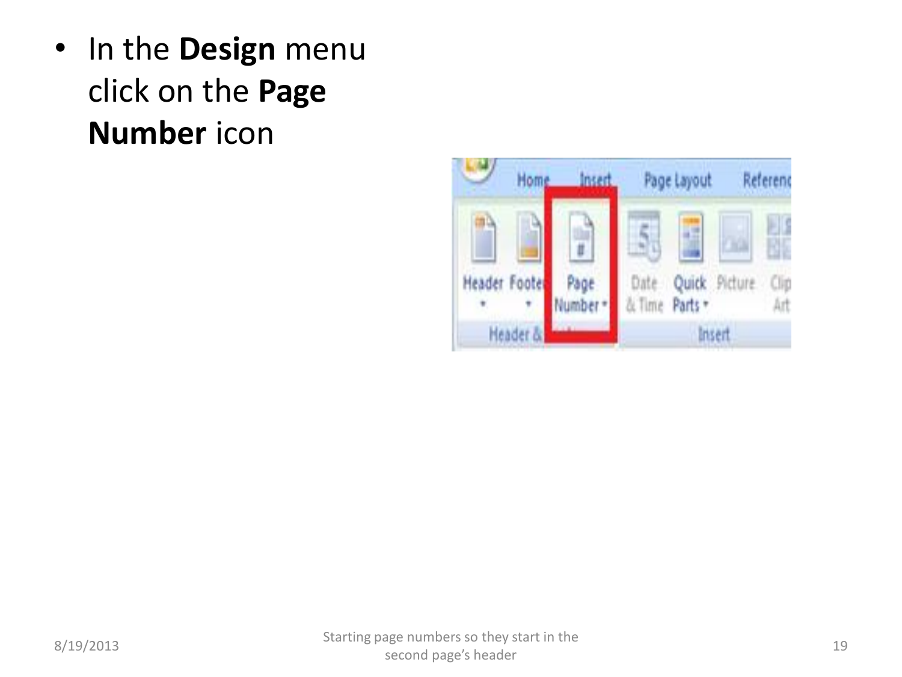- In the **Design** menu click on the **Page Number** icon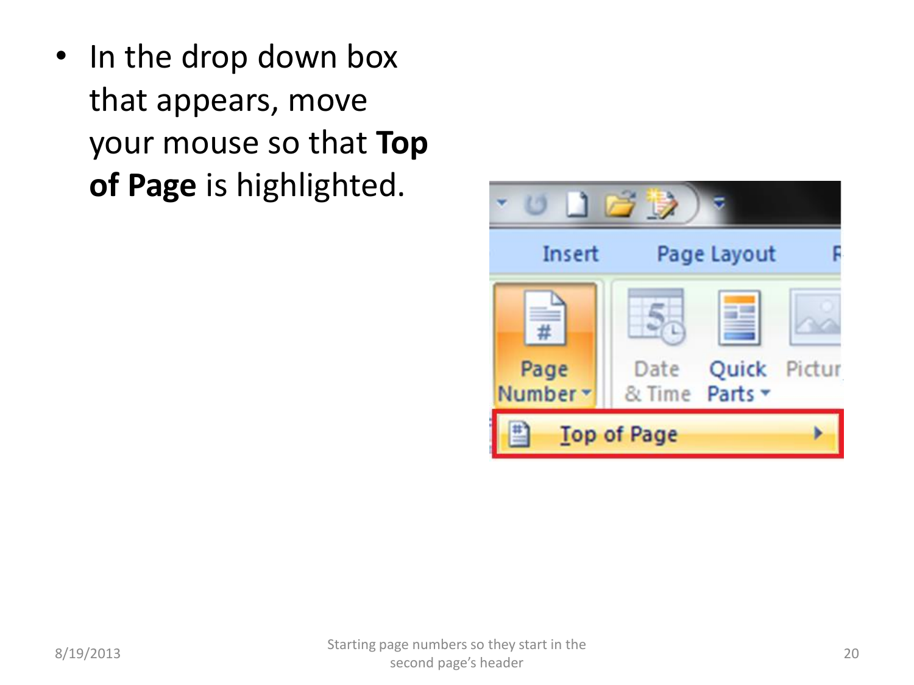- In the drop down box that appears, move your mouse so that **Top of Page** is highlighted.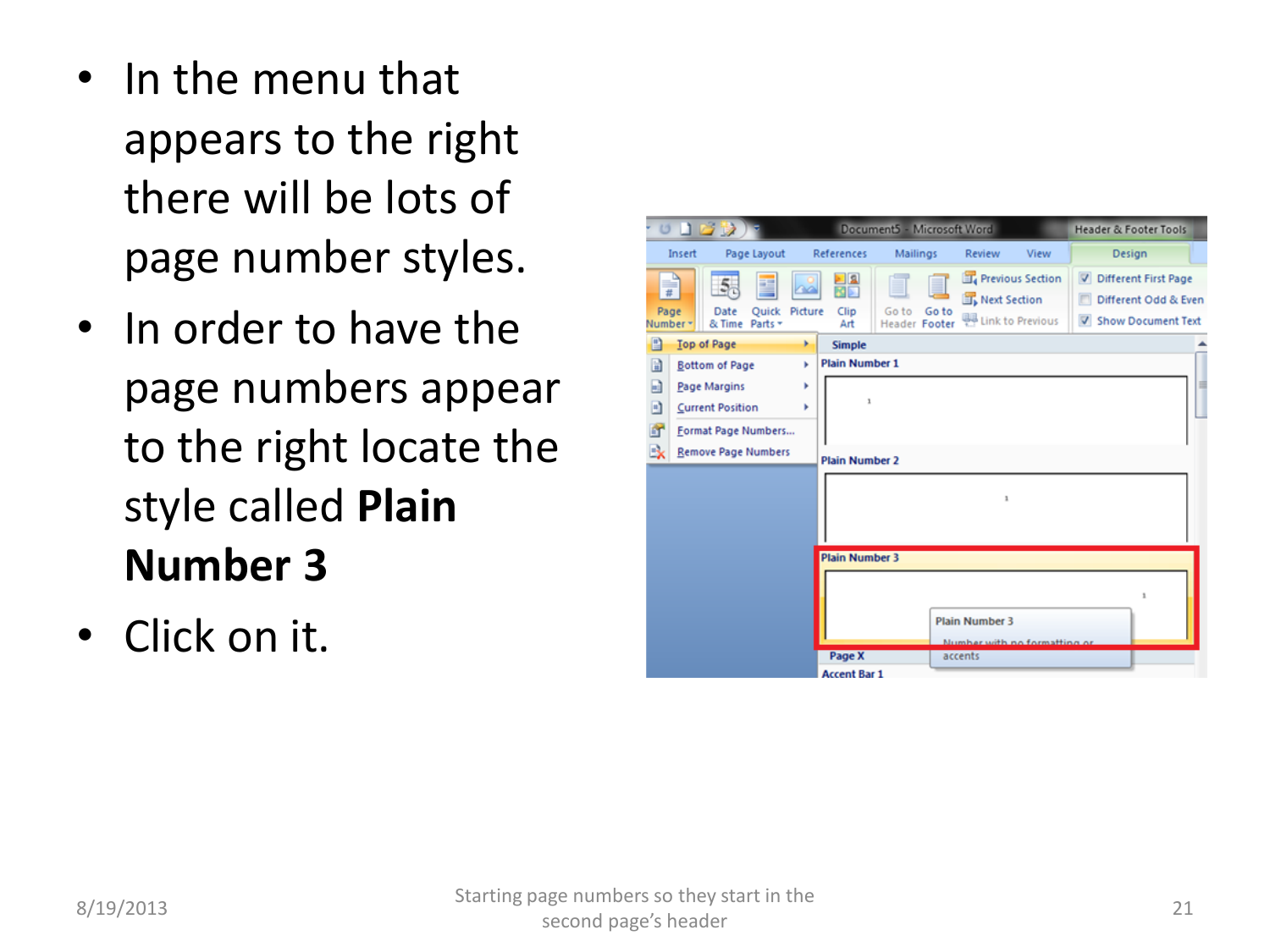- In the menu that appears to the right there will be lots of page number styles.
- In order to have the page numbers appear to the right locate the style called **Plain Number 3**
- Click on it.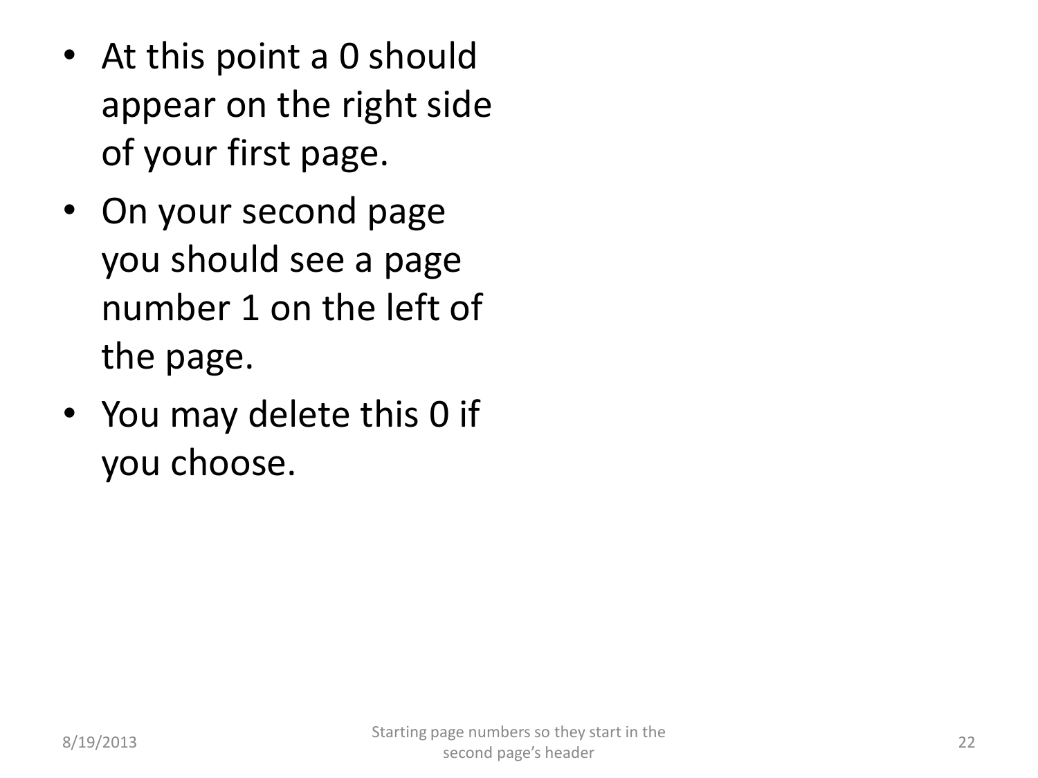- At this point a 0 should appear on the right side of your first page.
- On your second page you should see a page number 1 on the left of the page.
- You may delete this 0 if you choose.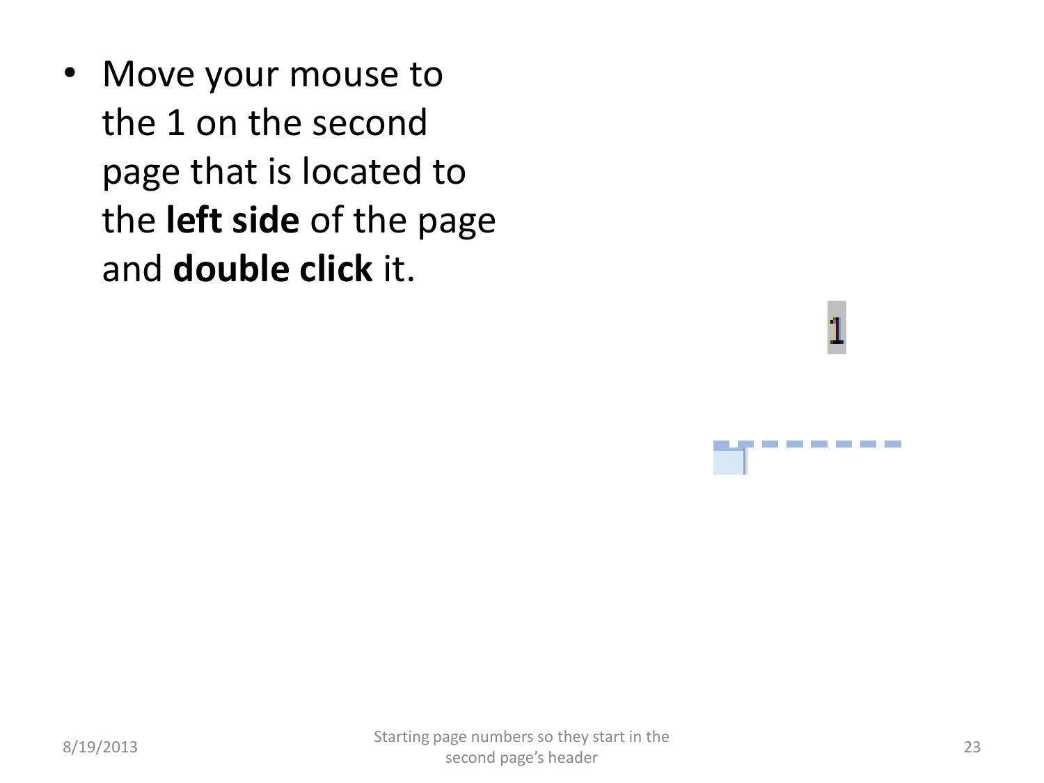- Move your mouse to the 1 on the second page that is located to the **left side** of the page and **double click** it.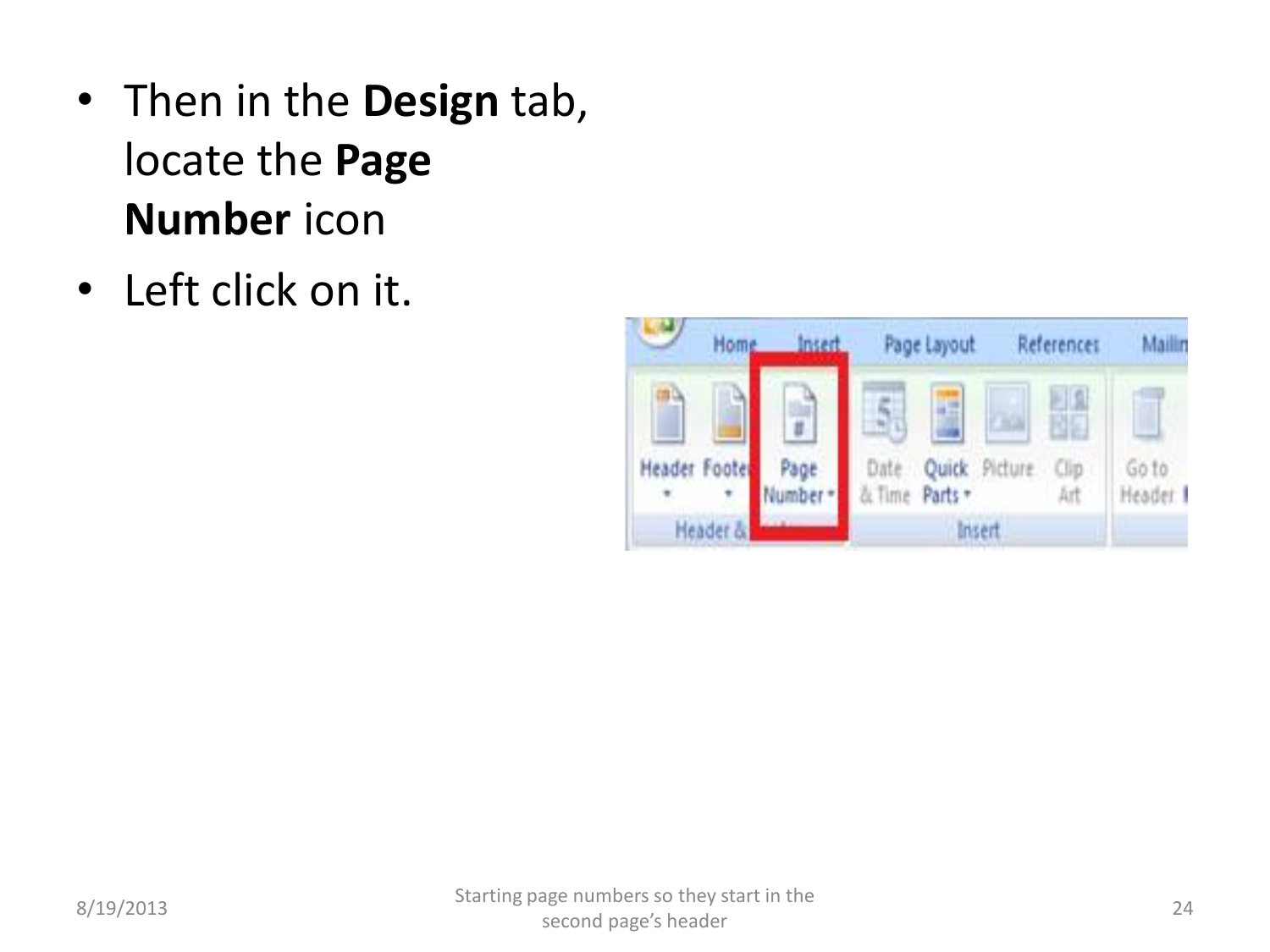- Then in the **Design** tab, locate the **Page Number** icon
- Left click on it.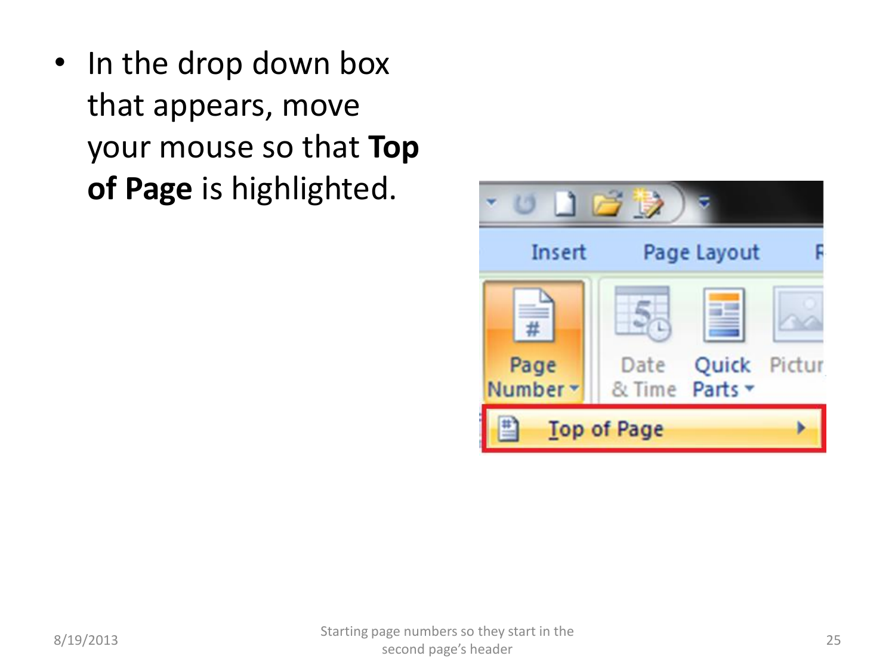- In the drop down box that appears, move your mouse so that **Top of Page** is highlighted.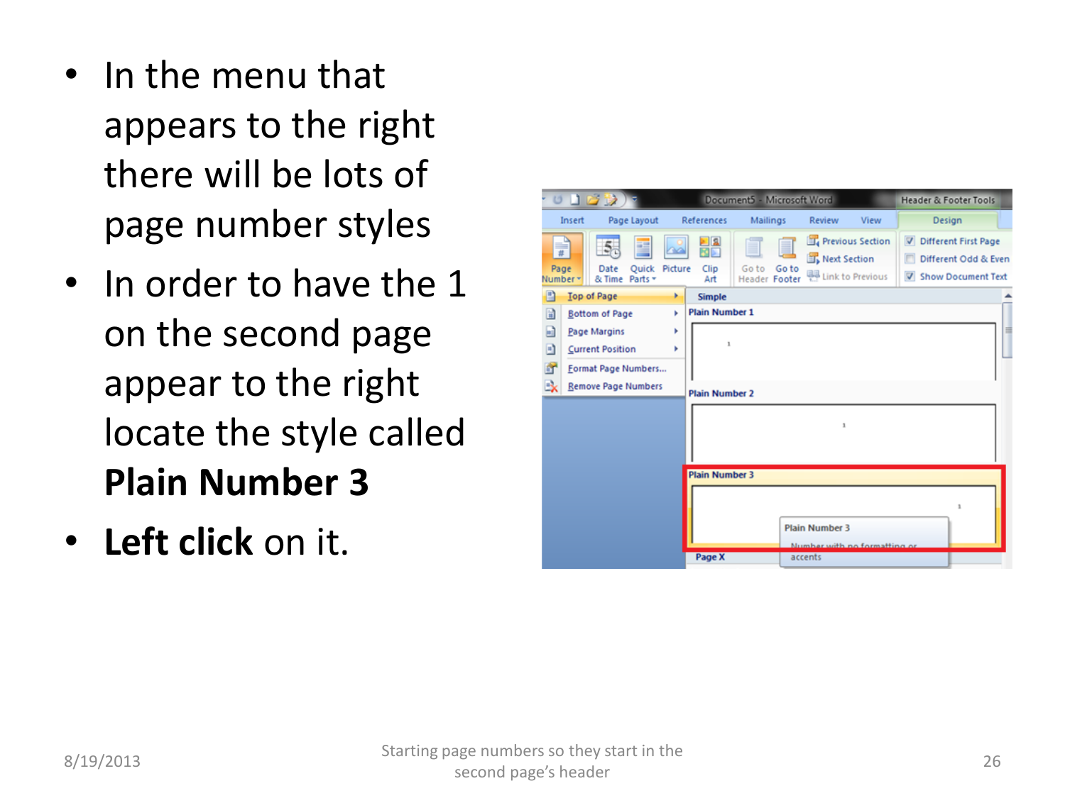- In the menu that appears to the right there will be lots of page number styles
- In order to have the 1 on the second page appear to the right locate the style called **Plain Number 3**
- **Left click** on it.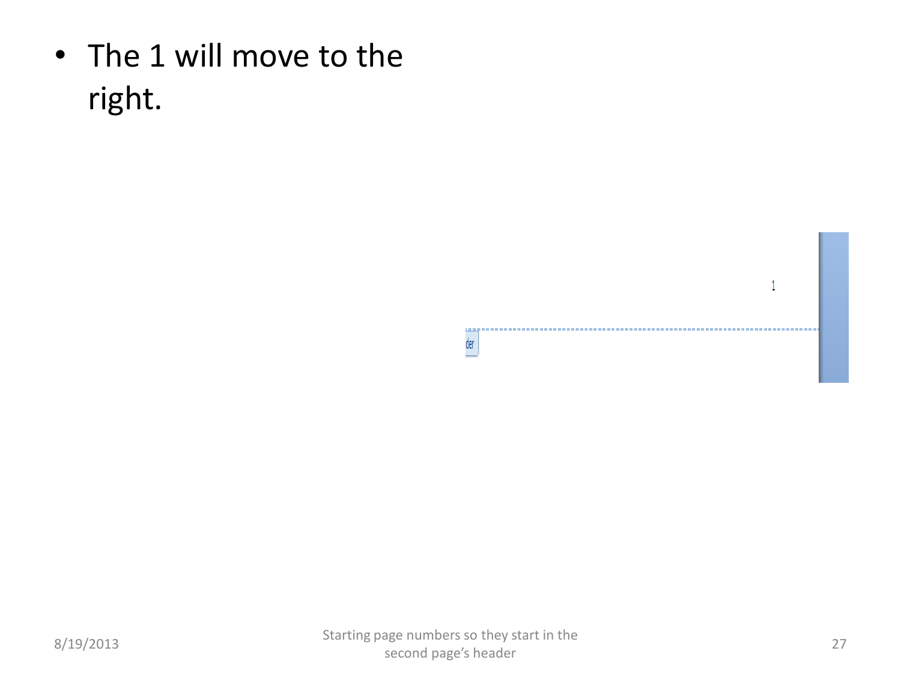- The 1 will move to the right.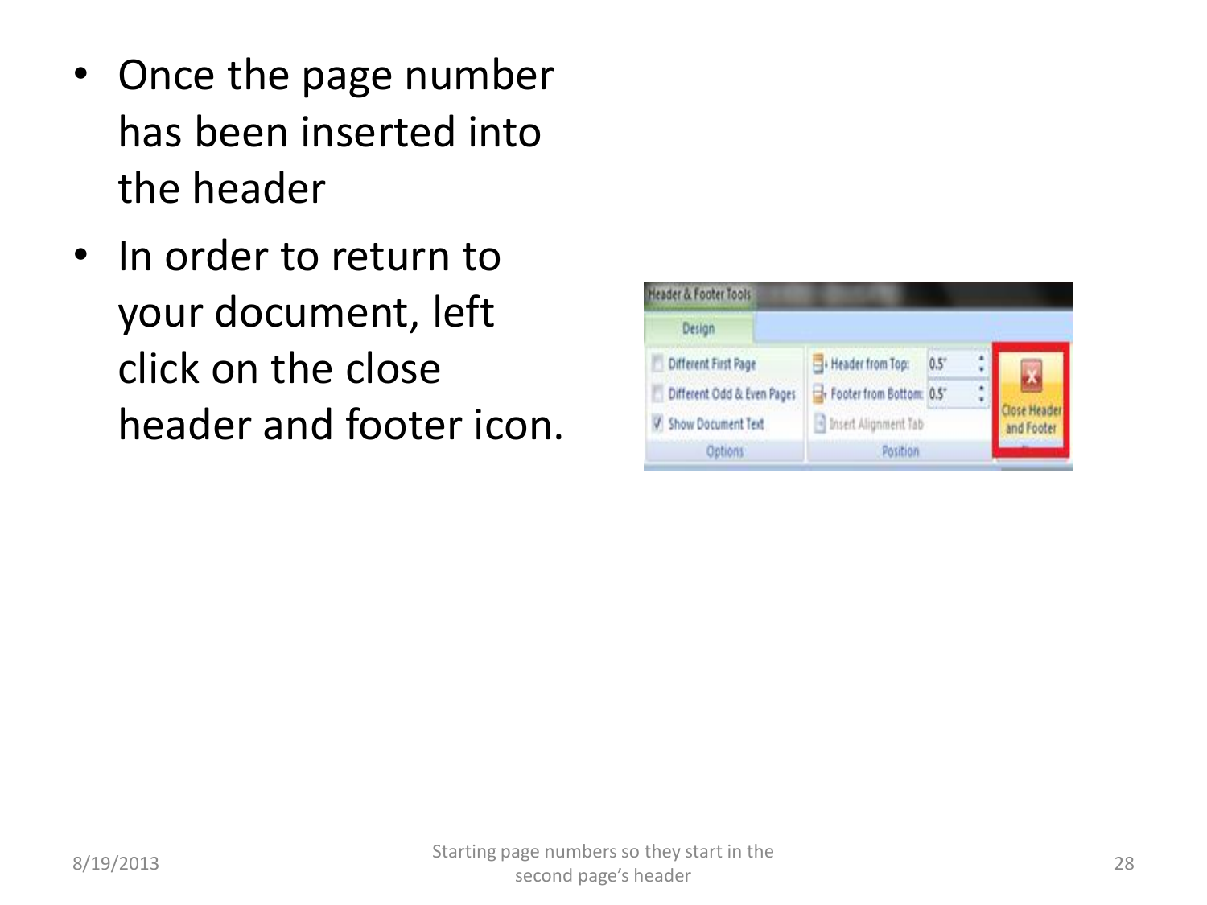- Once the page number has been inserted into the header
- In order to return to your document, left click on the close header and footer icon.